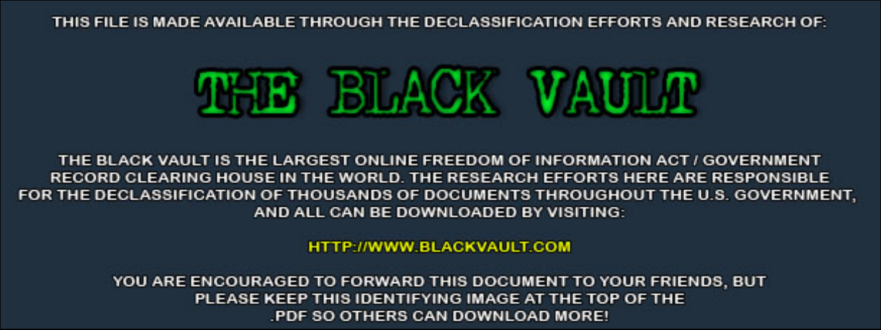THIS FILE IS MADE AVAILABLE THROUGH THE DECLASSIFICATION EFFORTS AND RESEARCH OF:

# THE BLACK VAULT

THE BLACK VAULT IS THE LARGEST ONLINE FREEDOM OF INFORMATION ACT / GOVERNMENT RECORD CLEARING HOUSE IN THE WORLD. THE RESEARCH EFFORTS HERE ARE RESPONSIBLE FOR THE DECLASSIFICATION OF THOUSANDS OF DOCUMENTS THROUGHOUT THE U.S. GOVERNMENT, AND ALL CAN BE DOWNLOADED BY VISITING:

HTTP://WWW.BLACKVAULT.COM

YOU ARE ENCOURAGED TO FORWARD THIS DOCUMENT TO YOUR FRIENDS, BUT PLEASE KEEP THIS IDENTIFYING IMAGE AT THE TOP OF THE .PDF SO OTHERS CAN DOWNLOAD MORE!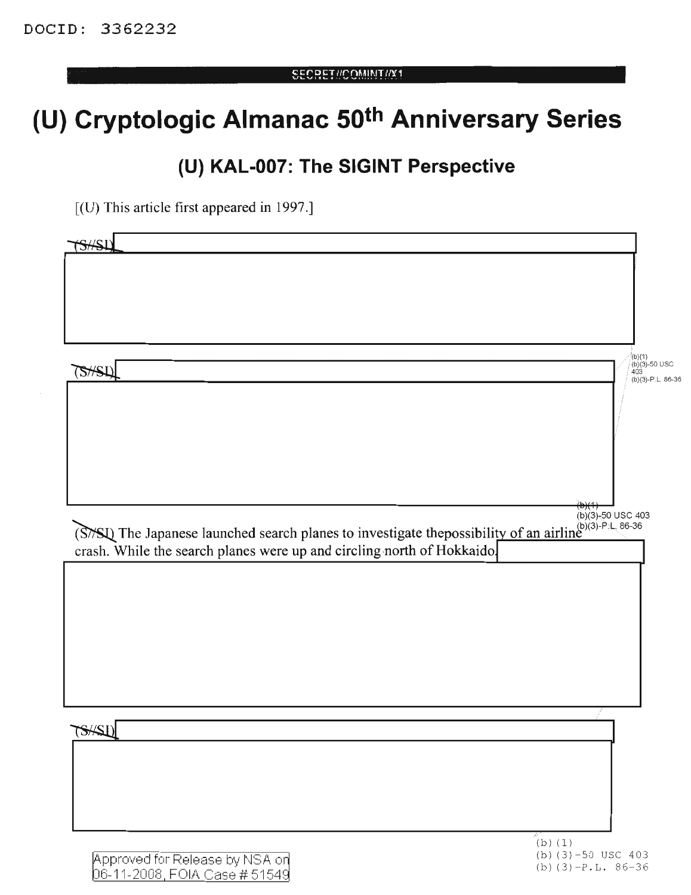DOCID: 3362232

SECRET//COMINT//X1

# (U) Cryptologic Almanac 50th Anniversary Series

## (U) KAL-007: The SIGINT Perspective

[(U) This article first appeared in 1997.]

(S//SI)

(S//SI)

(b)(1)
(b)(3)-50 USC 403
(b)(3)-P.L. 86-36

(S//SI) The Japanese launched search planes to investigate thepossibility of an airline crash. While the search planes were up and circling north of Hokkaido.

(S//SI)

(b)(1)
(b)(3)-50 USC 403
(b)(3)-P.L. 86-36

Approved for Release by NSA on 06-11-2008, FOIA Case # 51549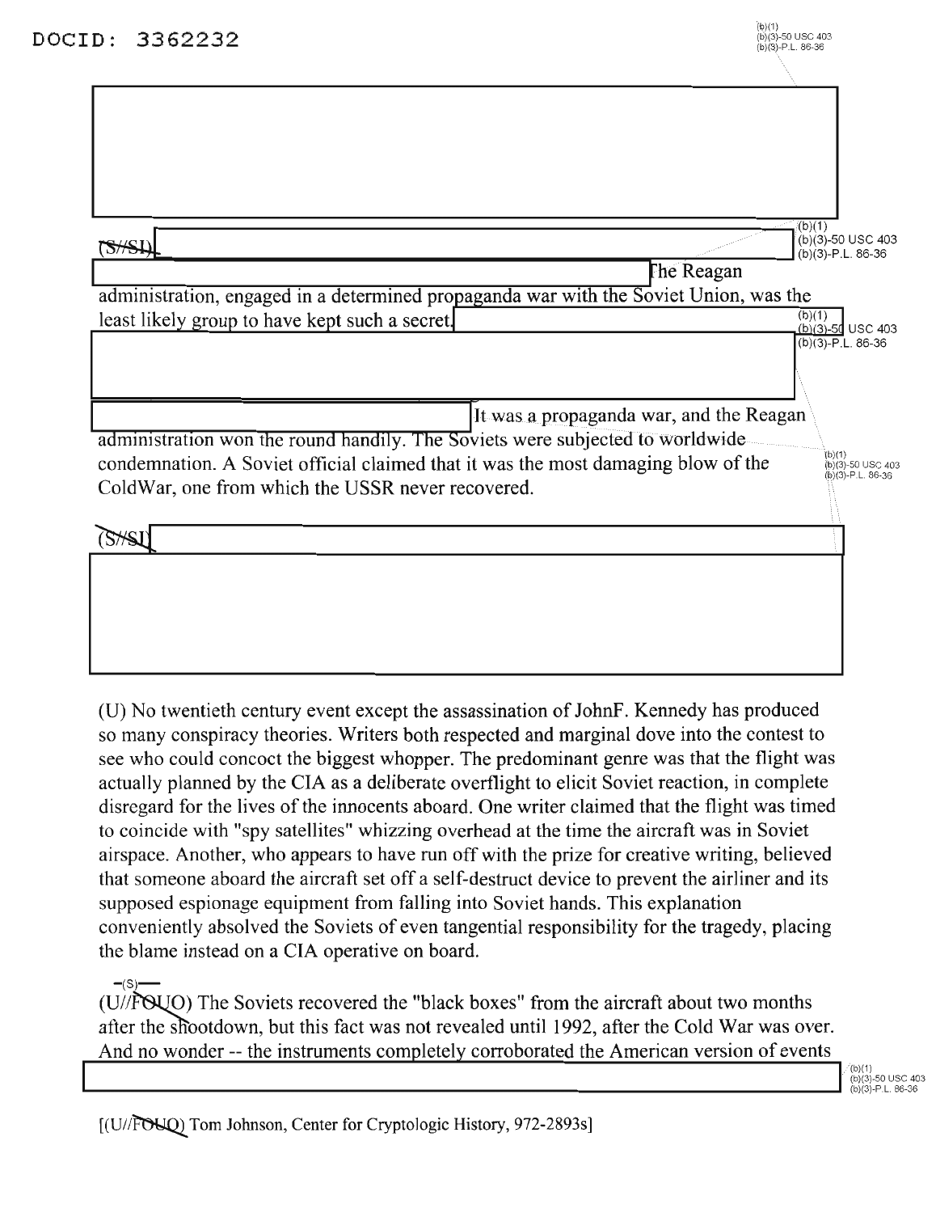DOCID: 3362232

(S//SI) The Reagan administration, engaged in a determined propaganda war with the Soviet Union, was the least likely group to have kept such a secret.

It was a propaganda war, and the Reagan administration won the round handily. The Soviets were subjected to worldwide condemnation. A Soviet official claimed that it was the most damaging blow of the ColdWar, one from which the USSR never recovered.

(S//SI)

(U) No twentieth century event except the assassination of JohnF. Kennedy has produced so many conspiracy theories. Writers both respected and marginal dove into the contest to see who could concoct the biggest whopper. The predominant genre was that the flight was actually planned by the CIA as a deliberate overflight to elicit Soviet reaction, in complete disregard for the lives of the innocents aboard. One writer claimed that the flight was timed to coincide with "spy satellites" whizzing overhead at the time the aircraft was in Soviet airspace. Another, who appears to have run off with the prize for creative writing, believed that someone aboard the aircraft set off a self-destruct device to prevent the airliner and its supposed espionage equipment from falling into Soviet hands. This explanation conveniently absolved the Soviets of even tangential responsibility for the tragedy, placing the blame instead on a CIA operative on board.

(U//FOUO) The Soviets recovered the "black boxes" from the aircraft about two months after the shootdown, but this fact was not revealed until 1992, after the Cold War was over. And no wonder -- the instruments completely corroborated the American version of events

[(U//FOUO) Tom Johnson, Center for Cryptologic History, 972-2893s]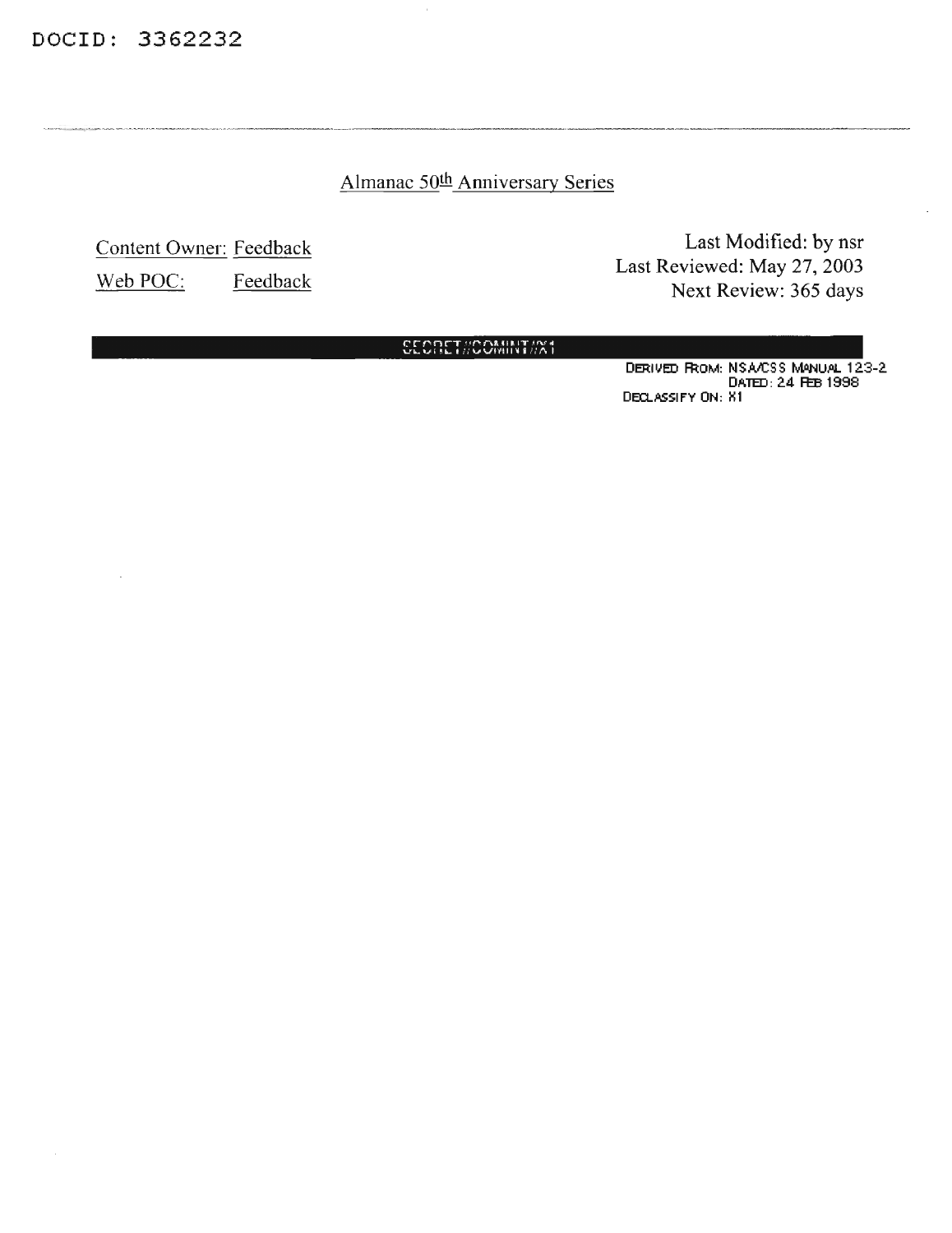DOCID: 3362232

Almanac 50th Anniversary Series

Content Owner: Feedback
Web POC: Feedback

Last Modified: by nsr
Last Reviewed: May 27, 2003
Next Review: 365 days

SECRET//COMINT//X1

DERIVED FROM: NSA/CSS MANUAL 123-2
DATED: 24 FEB 1998
DECLASSIFY ON: X1